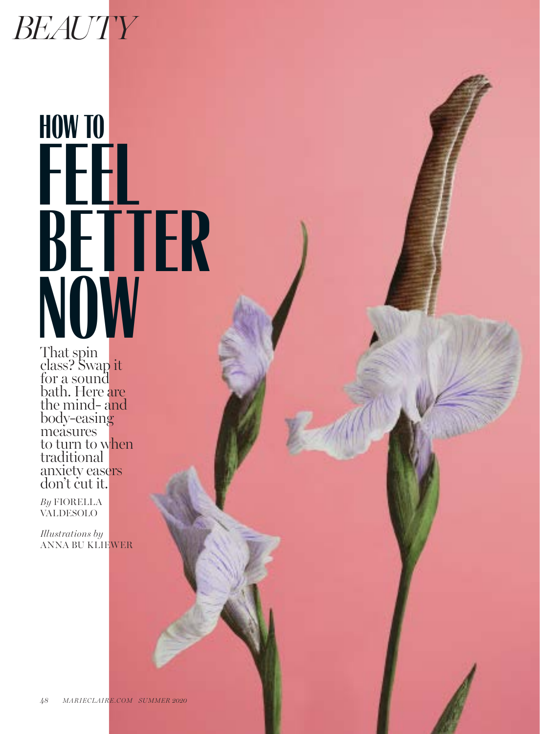*BEAUTY*

# HOW TO FEEL BETTER NOW

That spin class? Swap it for a sound bath. Here are the mind- and body-easing measures to turn to when traditional anxiety easers don't cut it.

*By* FIORELLA VALDESOLO

*Illustrations by* ANNA BU KLIEWER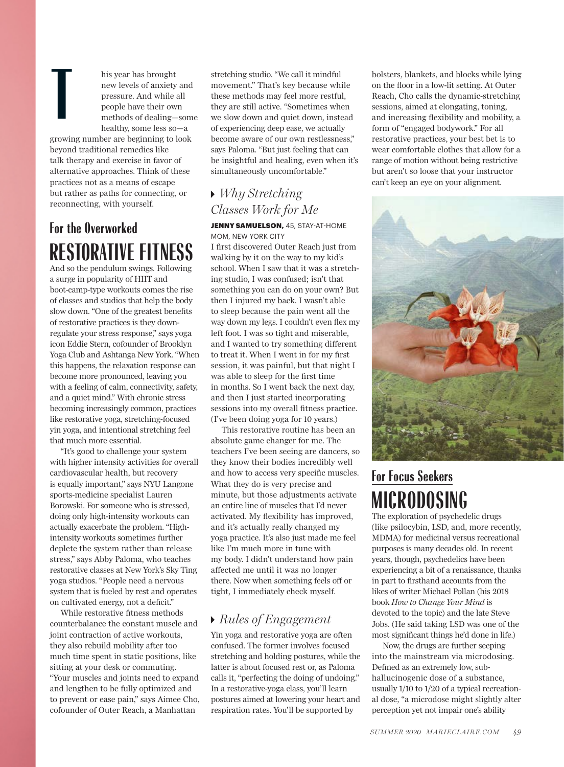This year has brought new levels of anxiety and pressure. And while all people have their own methods of dealing—some healthy, some less so—a growing number are beginning to look beyond traditional remedies like talk therapy and exercise in favor of alternative approaches. Think of these practices not as a means of escape but rather as paths for connecting, or reconnecting, with yourself.

## For the Overworked

# RESTORATIVE FITNESS

And so the pendulum swings. Following a surge in popularity of HIIT and boot-camp-type workouts comes the rise of classes and studios that help the body slow down. "One of the greatest benefits of restorative practices is they downregulate your stress response," says yoga icon Eddie Stern, cofounder of Brooklyn Yoga Club and Ashtanga New York. "When this happens, the relaxation response can become more pronounced, leaving you with a feeling of calm, connectivity, safety, and a quiet mind." With chronic stress becoming increasingly common, practices like restorative yoga, stretching-focused yin yoga, and intentional stretching feel that much more essential.

"It's good to challenge your system with higher intensity activities for overall cardiovascular health, but recovery is equally important," says NYU Langone sports-medicine specialist Lauren Borowski. For someone who is stressed, doing only high-intensity workouts can actually exacerbate the problem. "High-intensity workouts sometimes further deplete the system rather than release stress," says Abby Paloma, who teaches restorative classes at New York's Sky Ting yoga studios. "People need a nervous system that is fueled by rest and operates on cultivated energy, not a deficit."

While restorative fitness methods counterbalance the constant muscle and joint contraction of active workouts, they also rebuild mobility after too much time spent in static positions, like sitting at your desk or commuting. "Your muscles and joints need to expand and lengthen to be fully optimized and to prevent or ease pain," says Aimee Cho, cofounder of Outer Reach, a Manhattan stretching studio. "We call it mindful movement." That's key because while these methods may feel more restful, they are still active. "Sometimes when we slow down and quiet down, instead of experiencing deep ease, we actually become aware of our own restlessness," says Paloma. "But just feeling that can be insightful and healing, even when it's simultaneously uncomfortable."

### *Why Stretching Classes Work for Me*

**JENNY SAMUELSON,** 45, STAY-AT-HOME MOM, NEW YORK CITY

I first discovered Outer Reach just from walking by it on the way to my kid's school. When I saw that it was a stretching studio, I was confused; isn't that something you can do on your own? But then I injured my back. I wasn't able to sleep because the pain went all the way down my legs. I couldn't even flex my left foot. I was so tight and miserable, and I wanted to try something different to treat it. When I went in for my first session, it was painful, but that night I was able to sleep for the first time in months. So I went back the next day, and then I just started incorporating sessions into my overall fitness practice. (I've been doing yoga for 10 years.)

This restorative routine has been an absolute game changer for me. The teachers I've been seeing are dancers, so they know their bodies incredibly well and how to access very specific muscles. What they do is very precise and minute, but those adjustments activate an entire line of muscles that I'd never activated. My flexibility has improved, and it's actually really changed my yoga practice. It's also just made me feel like I'm much more in tune with my body. I didn't understand how pain affected me until it was no longer there. Now when something feels off or tight, I immediately check myself.

### *Rules of Engagement*

Yin yoga and restorative yoga are often confused. The former involves focused stretching and holding postures, while the latter is about focused rest or, as Paloma calls it, "perfecting the doing of undoing." In a restorative-yoga class, you'll learn postures aimed at lowering your heart and respiration rates. You'll be supported by bolsters, blankets, and blocks while lying on the floor in a low-lit setting. At Outer Reach, Cho calls the dynamic-stretching sessions, aimed at elongating, toning, and increasing flexibility and mobility, a form of "engaged bodywork." For all restorative practices, your best bet is to wear comfortable clothes that allow for a range of motion without being restrictive but aren't so loose that your instructor can't keep an eye on your alignment.

## For Focus Seekers

# MICRODOSING

The exploration of psychedelic drugs (like psilocybin, LSD, and, more recently, MDMA) for medicinal versus recreational purposes is many decades old. In recent years, though, psychedelics have been experiencing a bit of a renaissance, thanks in part to firsthand accounts from the likes of writer Michael Pollan (his 2018 book *How to Change Your Mind* is devoted to the topic) and the late Steve Jobs. (He said taking LSD was one of the most significant things he'd done in life.)

Now, the drugs are further seeping into the mainstream via microdosing. Defined as an extremely low, sub-hallucinogenic dose of a substance, usually 1/10 to 1/20 of a typical recreational dose, "a microdose might slightly alter perception yet not impair one's ability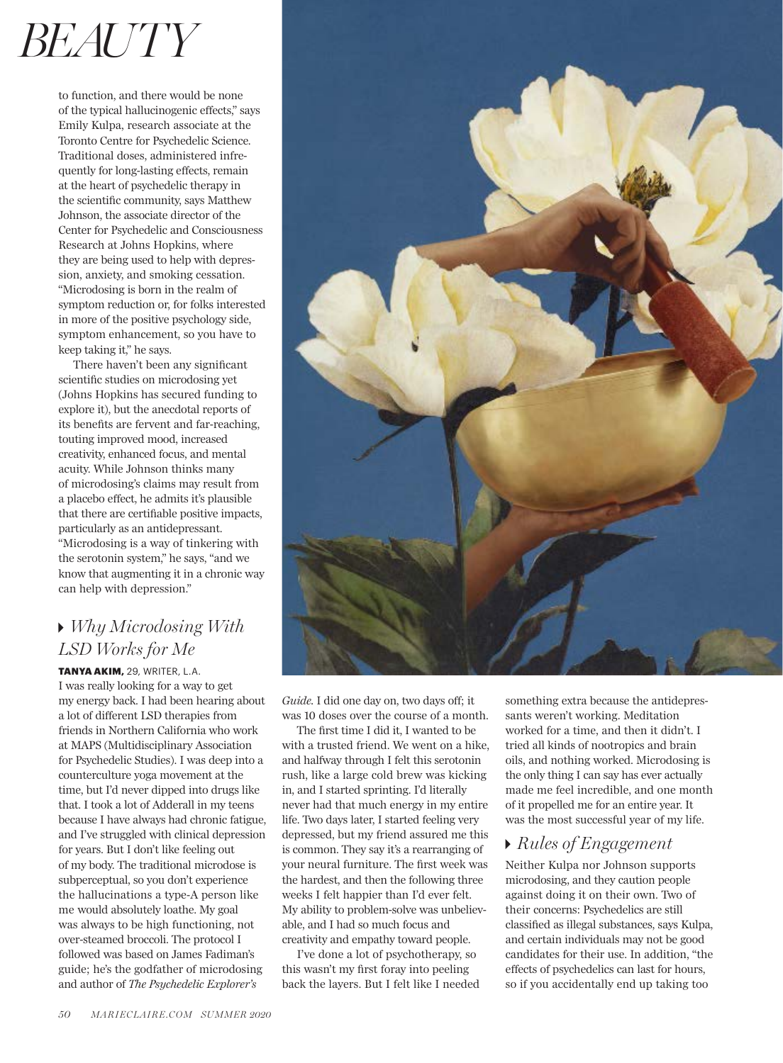# BEAUTY

to function, and there would be none of the typical hallucinogenic effects," says Emily Kulpa, research associate at the Toronto Centre for Psychedelic Science. Traditional doses, administered infrequently for long-lasting effects, remain at the heart of psychedelic therapy in the scientific community, says Matthew Johnson, the associate director of the Center for Psychedelic and Consciousness Research at Johns Hopkins, where they are being used to help with depression, anxiety, and smoking cessation. "Microdosing is born in the realm of symptom reduction or, for folks interested in more of the positive psychology side, symptom enhancement, so you have to keep taking it," he says.

There haven't been any significant scientific studies on microdosing yet (Johns Hopkins has secured funding to explore it), but the anecdotal reports of its benefits are fervent and far-reaching, touting improved mood, increased creativity, enhanced focus, and mental acuity. While Johnson thinks many of microdosing's claims may result from a placebo effect, he admits it's plausible that there are certifiable positive impacts, particularly as an antidepressant. "Microdosing is a way of tinkering with the serotonin system," he says, "and we know that augmenting it in a chronic way can help with depression."

## *Why Microdosing With LSD Works for Me*

**TANYA AKIM,** 29, WRITER, L.A.

I was really looking for a way to get my energy back. I had been hearing about a lot of different LSD therapies from friends in Northern California who work at MAPS (Multidisciplinary Association for Psychedelic Studies). I was deep into a counterculture yoga movement at the time, but I'd never dipped into drugs like that. I took a lot of Adderall in my teens because I have always had chronic fatigue, and I've struggled with clinical depression for years. But I don't like feeling out of my body. The traditional microdose is subperceptual, so you don't experience the hallucinations a type-A person like me would absolutely loathe. My goal was always to be high functioning, not over-steamed broccoli. The protocol I followed was based on James Fadiman's guide; he's the godfather of microdosing and author of *The Psychedelic Explorer's Guide.* I did one day on, two days off; it was 10 doses over the course of a month.

The first time I did it, I wanted to be with a trusted friend. We went on a hike, and halfway through I felt this serotonin rush, like a large cold brew was kicking in, and I started sprinting. I'd literally never had that much energy in my entire life. Two days later, I started feeling very depressed, but my friend assured me this is common. They say it's a rearranging of your neural furniture. The first week was the hardest, and then the following three weeks I felt happier than I'd ever felt. My ability to problem-solve was unbelievable, and I had so much focus and creativity and empathy toward people.

I've done a lot of psychotherapy, so this wasn't my first foray into peeling back the layers. But I felt like I needed something extra because the antidepressants weren't working. Meditation worked for a time, and then it didn't. I tried all kinds of nootropics and brain oils, and nothing worked. Microdosing is the only thing I can say has ever actually made me feel incredible, and one month of it propelled me for an entire year. It was the most successful year of my life.

## *Rules of Engagement*

Neither Kulpa nor Johnson supports microdosing, and they caution people against doing it on their own. Two of their concerns: Psychedelics are still classified as illegal substances, says Kulpa, and certain individuals may not be good candidates for their use. In addition, "the effects of psychedelics can last for hours, so if you accidentally end up taking too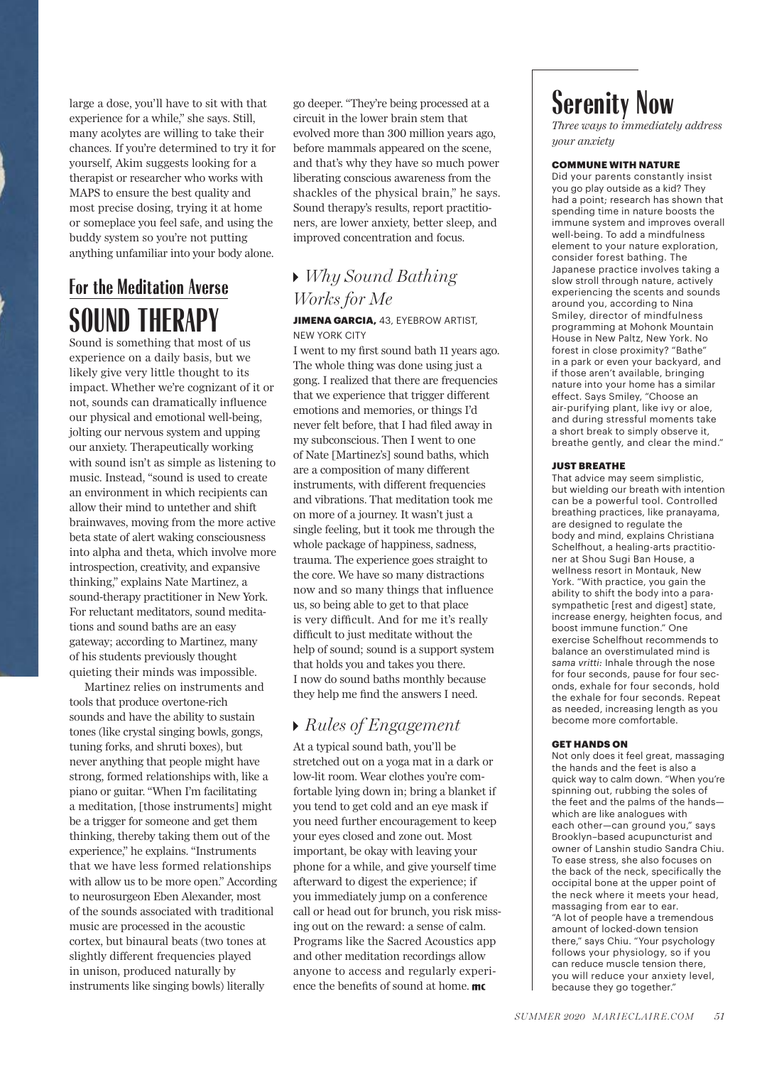large a dose, you'll have to sit with that experience for a while," she says. Still, many acolytes are willing to take their chances. If you're determined to try it for yourself, Akim suggests looking for a therapist or researcher who works with MAPS to ensure the best quality and most precise dosing, trying it at home or someplace you feel safe, and using the buddy system so you're not putting anything unfamiliar into your body alone.

## For the Meditation Averse

# SOUND THERAPY

Sound is something that most of us experience on a daily basis, but we likely give very little thought to its impact. Whether we're cognizant of it or not, sounds can dramatically influence our physical and emotional well-being, jolting our nervous system and upping our anxiety. Therapeutically working with sound isn't as simple as listening to music. Instead, "sound is used to create an environment in which recipients can allow their mind to untether and shift brainwaves, moving from the more active beta state of alert waking consciousness into alpha and theta, which involve more introspection, creativity, and expansive thinking," explains Nate Martinez, a sound-therapy practitioner in New York. For reluctant meditators, sound meditations and sound baths are an easy gateway; according to Martinez, many of his students previously thought quieting their minds was impossible.

Martinez relies on instruments and tools that produce overtone-rich sounds and have the ability to sustain tones (like crystal singing bowls, gongs, tuning forks, and shruti boxes), but never anything that people might have strong, formed relationships with, like a piano or guitar. "When I'm facilitating a meditation, [those instruments] might be a trigger for someone and get them thinking, thereby taking them out of the experience," he explains. "Instruments that we have less formed relationships with allow us to be more open." According to neurosurgeon Eben Alexander, most of the sounds associated with traditional music are processed in the acoustic cortex, but binaural beats (two tones at slightly different frequencies played in unison, produced naturally by instruments like singing bowls) literally go deeper. "They're being processed at a circuit in the lower brain stem that evolved more than 300 million years ago, before mammals appeared on the scene, and that's why they have so much power liberating conscious awareness from the shackles of the physical brain," he says. Sound therapy's results, report practitioners, are lower anxiety, better sleep, and improved concentration and focus.

### *Why Sound Bathing Works for Me*

**JIMENA GARCIA,** 43, EYEBROW ARTIST, NEW YORK CITY

I went to my first sound bath 11 years ago. The whole thing was done using just a gong. I realized that there are frequencies that we experience that trigger different emotions and memories, or things I'd never felt before, that I had filed away in my subconscious. Then I went to one of Nate [Martinez's] sound baths, which are a composition of many different instruments, with different frequencies and vibrations. That meditation took me on more of a journey. It wasn't just a single feeling, but it took me through the whole package of happiness, sadness, trauma. The experience goes straight to the core. We have so many distractions now and so many things that influence us, so being able to get to that place is very difficult. And for me it's really difficult to just meditate without the help of sound; sound is a support system that holds you and takes you there. I now do sound baths monthly because they help me find the answers I need.

### *Rules of Engagement*

At a typical sound bath, you'll be stretched out on a yoga mat in a dark or low-lit room. Wear clothes you're comfortable lying down in; bring a blanket if you tend to get cold and an eye mask if you need further encouragement to keep your eyes closed and zone out. Most important, be okay with leaving your phone for a while, and give yourself time afterward to digest the experience; if you immediately jump on a conference call or head out for brunch, you risk missing out on the reward: a sense of calm. Programs like the Sacred Acoustics app and other meditation recordings allow anyone to access and regularly experience the benefits of sound at home. **mc**

# Serenity Now

*Three ways to immediately address your anxiety*

#### COMMUNE WITH NATURE

Did your parents constantly insist you go play outside as a kid? They had a point; research has shown that spending time in nature boosts the immune system and improves overall well-being. To add a mindfulness element to your nature exploration, consider forest bathing. The Japanese practice involves taking a slow stroll through nature, actively experiencing the scents and sounds around you, according to Nina Smiley, director of mindfulness programming at Mohonk Mountain House in New Paltz, New York. No forest in close proximity? "Bathe" in a park or even your backyard, and if those aren't available, bringing nature into your home has a similar effect. Says Smiley, "Choose an air-purifying plant, like ivy or aloe, and during stressful moments take a short break to simply observe it, breathe gently, and clear the mind."

#### JUST BREATHE

That advice may seem simplistic, but wielding our breath with intention can be a powerful tool. Controlled breathing practices, like pranayama, are designed to regulate the body and mind, explains Christiana Schelfhout, a healing-arts practitioner at Shou Sugi Ban House, a wellness resort in Montauk, New York. "With practice, you gain the ability to shift the body into a parasympathetic [rest and digest] state, increase energy, heighten focus, and boost immune function." One exercise Schelfhout recommends to balance an overstimulated mind is *sama vritti:* Inhale through the nose for four seconds, pause for four seconds, exhale for four seconds, hold the exhale for four seconds. Repeat as needed, increasing length as you become more comfortable.

#### GET HANDS ON

Not only does it feel great, massaging the hands and the feet is also a quick way to calm down. "When you're spinning out, rubbing the soles of the feet and the palms of the hands—which are like analogues with each other—can ground you," says Brooklyn–based acupuncturist and owner of Lanshin studio Sandra Chiu. To ease stress, she also focuses on the back of the neck, specifically the occipital bone at the upper point of the neck where it meets your head, massaging from ear to ear. "A lot of people have a tremendous amount of locked-down tension there," says Chiu. "Your psychology follows your physiology, so if you can reduce muscle tension there, you will reduce your anxiety level, because they go together."